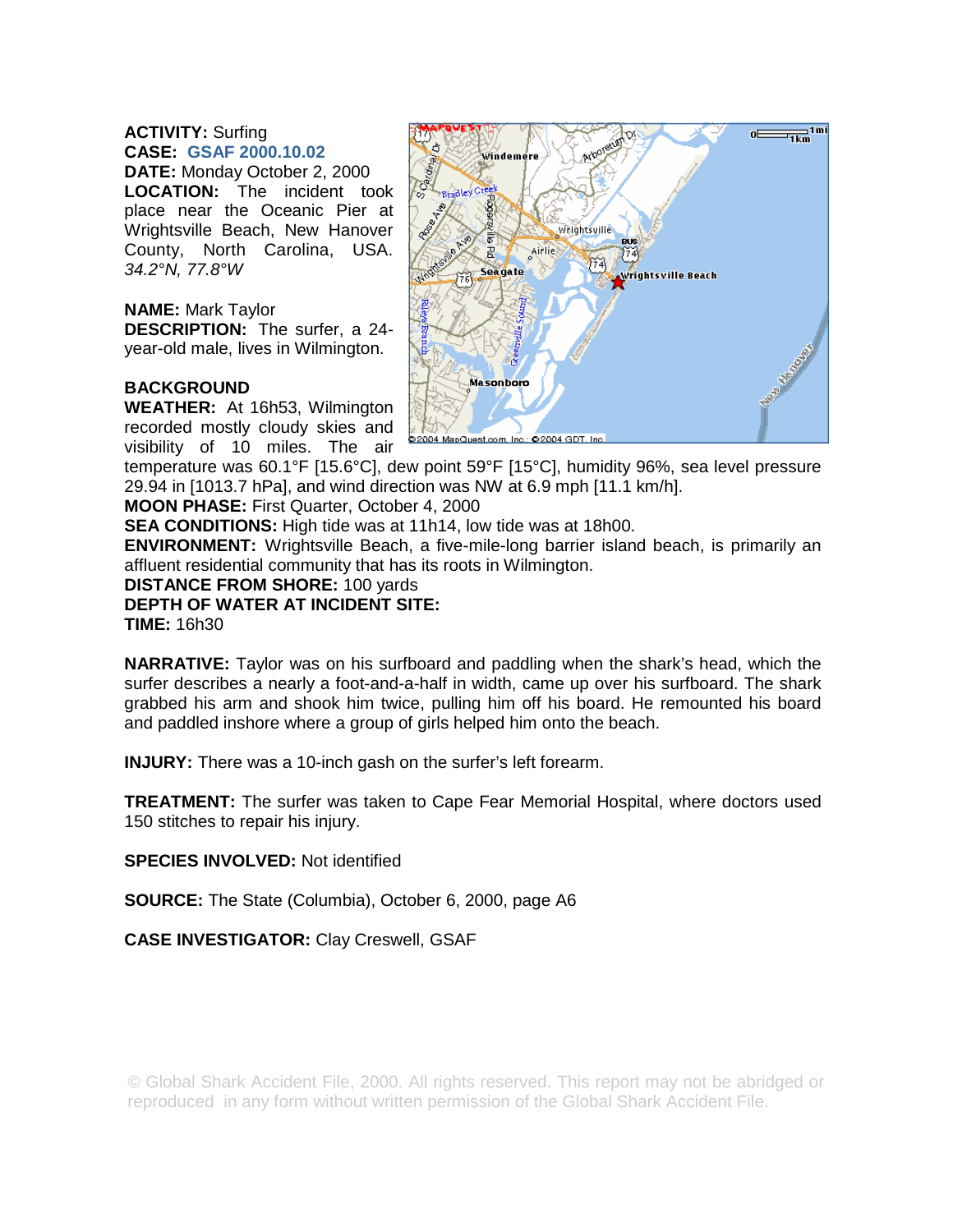**ACTIVITY:** Surfing
**CASE:** **GSAF 2000.10.02**
**DATE:** Monday October 2, 2000
**LOCATION:** The incident took place near the Oceanic Pier at Wrightsville Beach, New Hanover County, North Carolina, USA. *34.2°N, 77.8°W*

**NAME:** Mark Taylor
**DESCRIPTION:** The surfer, a 24-year-old male, lives in Wilmington.

**BACKGROUND**
**WEATHER:** At 16h53, Wilmington recorded mostly cloudy skies and visibility of 10 miles. The air temperature was 60.1°F [15.6°C], dew point 59°F [15°C], humidity 96%, sea level pressure 29.94 in [1013.7 hPa], and wind direction was NW at 6.9 mph [11.1 km/h].
**MOON PHASE:** First Quarter, October 4, 2000
**SEA CONDITIONS:** High tide was at 11h14, low tide was at 18h00.
**ENVIRONMENT:** Wrightsville Beach, a five-mile-long barrier island beach, is primarily an affluent residential community that has its roots in Wilmington.
**DISTANCE FROM SHORE:** 100 yards
**DEPTH OF WATER AT INCIDENT SITE:**
**TIME:** 16h30

**NARRATIVE:** Taylor was on his surfboard and paddling when the shark's head, which the surfer describes a nearly a foot-and-a-half in width, came up over his surfboard. The shark grabbed his arm and shook him twice, pulling him off his board. He remounted his board and paddled inshore where a group of girls helped him onto the beach.

**INJURY:** There was a 10-inch gash on the surfer's left forearm.

**TREATMENT:** The surfer was taken to Cape Fear Memorial Hospital, where doctors used 150 stitches to repair his injury.

**SPECIES INVOLVED:** Not identified

**SOURCE:** The State (Columbia), October 6, 2000, page A6

**CASE INVESTIGATOR:** Clay Creswell, GSAF

© Global Shark Accident File, 2000. All rights reserved. This report may not be abridged or reproduced in any form without written permission of the Global Shark Accident File.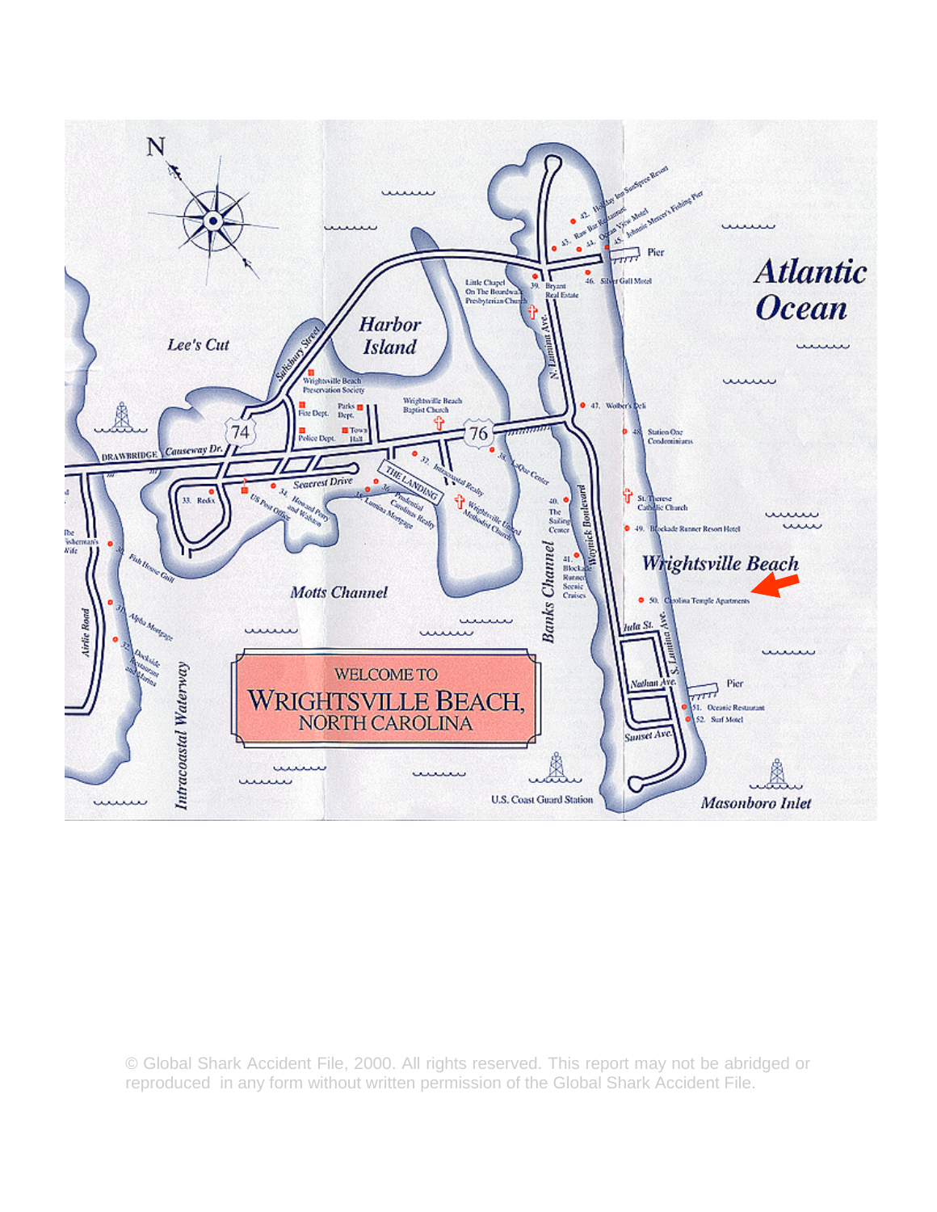N

Atlantic Ocean

Harbor Island

Lee's Cut

Motts Channel

Banks Channel

Intracoastal Waterway

Masonboro Inlet

Wrightsville Beach

WELCOME TO WRIGHTSVILLE BEACH, NORTH CAROLINA

DRAWBRIDGE

Causeway Dr.

Salisbury Street

Seacrest Drive

THE LANDING

N. Lumina Ave.

Waynick Boulevard

S. Lumina Ave.

Nathan Ave.

Sunset Ave.

Airlie Road

74

76

Pier

Pier

U.S. Coast Guard Station

Wrightsville Beach Preservation Society

Fire Dept.

Parks Dept.

Police Dept.

Town Hall

Wrightsville Beach Baptist Church

Little Chapel On The Boardwalk Presbyterian Church

St. Therese Catholic Church

Wrightsville United Methodist Church

30. Fish House Grill

31. Alpha Mortgage

32. Dockside Restaurant and Marina

33. Redix

34. Howard Perry and Walston

35. US Post Office

36. Lumina Mortgage

36. Prudential Carolinas Realty

37. Intracoastal Realty

38. LaQue Center

39. Bryant Real Estate

40. The Sailing Center

41. Blockade Runner Scenic Cruises

42. Holiday Inn SunSpree Resort

43. Raw Bar Restaurant

44. Ocean View Motel

45. Johnnie Mercer's Fishing Pier

46. Silver Gull Motel

47. Wolber's Deli

48. Station One Condominiums

49. Blockade Runner Resort Hotel

50. Carolina Temple Apartments

51. Oceanic Restaurant

52. Surf Motel

© Global Shark Accident File, 2000. All rights reserved. This report may not be abridged or reproduced in any form without written permission of the Global Shark Accident File.